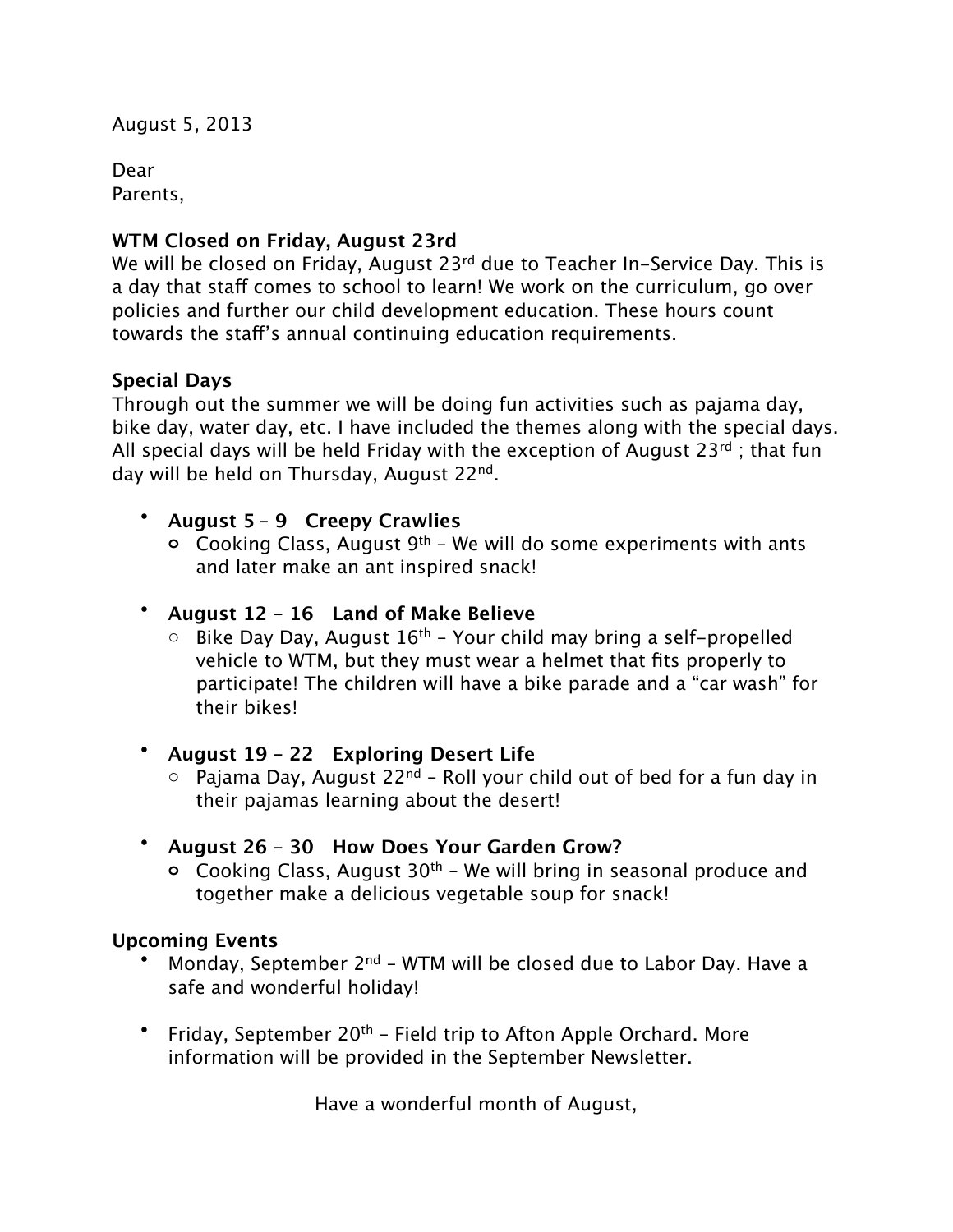August 5, 2013

Dear
Parents,

**WTM Closed on Friday, August 23rd**

We will be closed on Friday, August 23rd due to Teacher In-Service Day. This is a day that staff comes to school to learn! We work on the curriculum, go over policies and further our child development education. These hours count towards the staff's annual continuing education requirements.

**Special Days**

Through out the summer we will be doing fun activities such as pajama day, bike day, water day, etc. I have included the themes along with the special days. All special days will be held Friday with the exception of August 23rd ; that fun day will be held on Thursday, August 22nd.

- **August 5 – 9   Creepy Crawlies**
  - Cooking Class, August 9th – We will do some experiments with ants and later make an ant inspired snack!

- **August 12 – 16   Land of Make Believe**
  - Bike Day Day, August 16th – Your child may bring a self-propelled vehicle to WTM, but they must wear a helmet that fits properly to participate! The children will have a bike parade and a "car wash" for their bikes!

- **August 19 – 22   Exploring Desert Life**
  - Pajama Day, August 22nd – Roll your child out of bed for a fun day in their pajamas learning about the desert!

- **August 26 – 30   How Does Your Garden Grow?**
  - Cooking Class, August 30th – We will bring in seasonal produce and together make a delicious vegetable soup for snack!

**Upcoming Events**

- Monday, September 2nd – WTM will be closed due to Labor Day. Have a safe and wonderful holiday!

- Friday, September 20th – Field trip to Afton Apple Orchard. More information will be provided in the September Newsletter.

Have a wonderful month of August,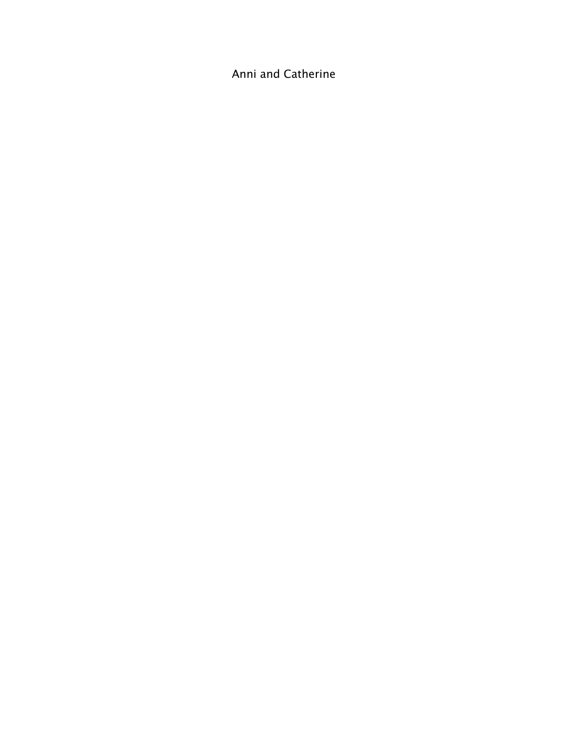Anni and Catherine